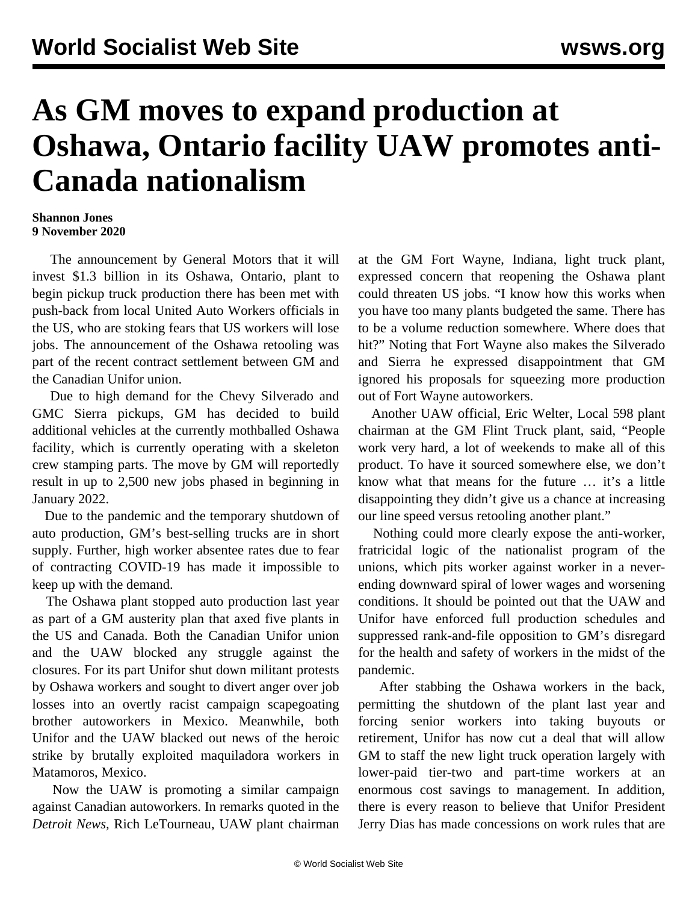# As GM moves to expand production at Oshawa, Ontario facility UAW promotes anti-Canada nationalism

**Shannon Jones**
**9 November 2020**

The announcement by General Motors that it will invest $1.3 billion in its Oshawa, Ontario, plant to begin pickup truck production there has been met with push-back from local United Auto Workers officials in the US, who are stoking fears that US workers will lose jobs. The announcement of the Oshawa retooling was part of the recent contract settlement between GM and the Canadian Unifor union.

Due to high demand for the Chevy Silverado and GMC Sierra pickups, GM has decided to build additional vehicles at the currently mothballed Oshawa facility, which is currently operating with a skeleton crew stamping parts. The move by GM will reportedly result in up to 2,500 new jobs phased in beginning in January 2022.

Due to the pandemic and the temporary shutdown of auto production, GM's best-selling trucks are in short supply. Further, high worker absentee rates due to fear of contracting COVID-19 has made it impossible to keep up with the demand.

The Oshawa plant stopped auto production last year as part of a GM austerity plan that axed five plants in the US and Canada. Both the Canadian Unifor union and the UAW blocked any struggle against the closures. For its part Unifor shut down militant protests by Oshawa workers and sought to divert anger over job losses into an overtly racist campaign scapegoating brother autoworkers in Mexico. Meanwhile, both Unifor and the UAW blacked out news of the heroic strike by brutally exploited maquiladora workers in Matamoros, Mexico.

Now the UAW is promoting a similar campaign against Canadian autoworkers. In remarks quoted in the *Detroit News,* Rich LeTourneau, UAW plant chairman at the GM Fort Wayne, Indiana, light truck plant, expressed concern that reopening the Oshawa plant could threaten US jobs. "I know how this works when you have too many plants budgeted the same. There has to be a volume reduction somewhere. Where does that hit?" Noting that Fort Wayne also makes the Silverado and Sierra he expressed disappointment that GM ignored his proposals for squeezing more production out of Fort Wayne autoworkers.

Another UAW official, Eric Welter, Local 598 plant chairman at the GM Flint Truck plant, said, "People work very hard, a lot of weekends to make all of this product. To have it sourced somewhere else, we don't know what that means for the future … it's a little disappointing they didn't give us a chance at increasing our line speed versus retooling another plant."

Nothing could more clearly expose the anti-worker, fratricidal logic of the nationalist program of the unions, which pits worker against worker in a never-ending downward spiral of lower wages and worsening conditions. It should be pointed out that the UAW and Unifor have enforced full production schedules and suppressed rank-and-file opposition to GM's disregard for the health and safety of workers in the midst of the pandemic.

After stabbing the Oshawa workers in the back, permitting the shutdown of the plant last year and forcing senior workers into taking buyouts or retirement, Unifor has now cut a deal that will allow GM to staff the new light truck operation largely with lower-paid tier-two and part-time workers at an enormous cost savings to management. In addition, there is every reason to believe that Unifor President Jerry Dias has made concessions on work rules that are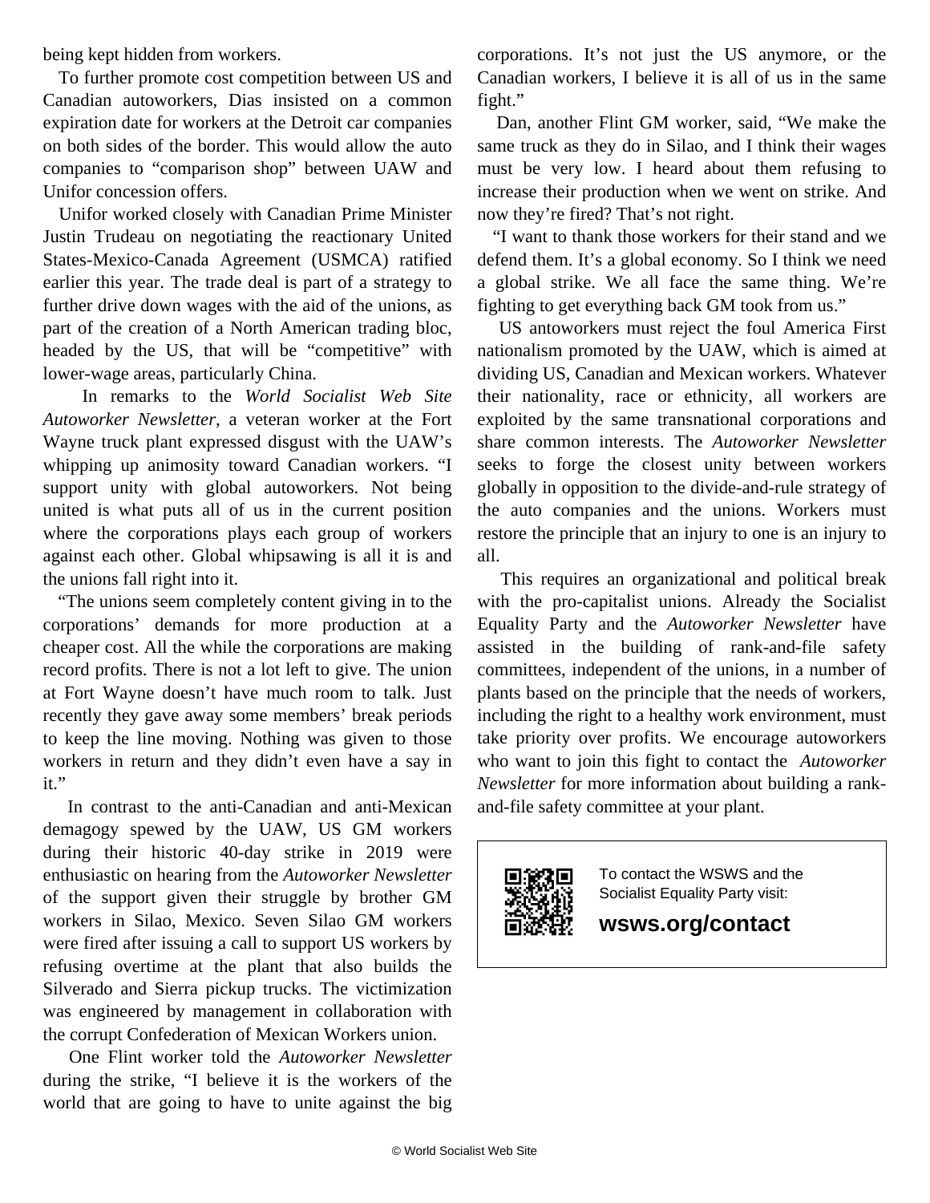being kept hidden from workers.

To further promote cost competition between US and Canadian autoworkers, Dias insisted on a common expiration date for workers at the Detroit car companies on both sides of the border. This would allow the auto companies to "comparison shop" between UAW and Unifor concession offers.

Unifor worked closely with Canadian Prime Minister Justin Trudeau on negotiating the reactionary United States-Mexico-Canada Agreement (USMCA) ratified earlier this year. The trade deal is part of a strategy to further drive down wages with the aid of the unions, as part of the creation of a North American trading bloc, headed by the US, that will be "competitive" with lower-wage areas, particularly China.

In remarks to the *World Socialist Web Site Autoworker Newsletter*, a veteran worker at the Fort Wayne truck plant expressed disgust with the UAW's whipping up animosity toward Canadian workers. "I support unity with global autoworkers. Not being united is what puts all of us in the current position where the corporations plays each group of workers against each other. Global whipsawing is all it is and the unions fall right into it.

"The unions seem completely content giving in to the corporations' demands for more production at a cheaper cost. All the while the corporations are making record profits. There is not a lot left to give. The union at Fort Wayne doesn't have much room to talk. Just recently they gave away some members' break periods to keep the line moving. Nothing was given to those workers in return and they didn't even have a say in it."

In contrast to the anti-Canadian and anti-Mexican demagogy spewed by the UAW, US GM workers during their historic 40-day strike in 2019 were enthusiastic on hearing from the *Autoworker Newsletter* of the support given their struggle by brother GM workers in Silao, Mexico. Seven Silao GM workers were fired after issuing a call to support US workers by refusing overtime at the plant that also builds the Silverado and Sierra pickup trucks. The victimization was engineered by management in collaboration with the corrupt Confederation of Mexican Workers union.

One Flint worker told the *Autoworker Newsletter* during the strike, "I believe it is the workers of the world that are going to have to unite against the big corporations. It's not just the US anymore, or the Canadian workers, I believe it is all of us in the same fight."

Dan, another Flint GM worker, said, "We make the same truck as they do in Silao, and I think their wages must be very low. I heard about them refusing to increase their production when we went on strike. And now they're fired? That's not right.

"I want to thank those workers for their stand and we defend them. It's a global economy. So I think we need a global strike. We all face the same thing. We're fighting to get everything back GM took from us."

US antoworkers must reject the foul America First nationalism promoted by the UAW, which is aimed at dividing US, Canadian and Mexican workers. Whatever their nationality, race or ethnicity, all workers are exploited by the same transnational corporations and share common interests. The *Autoworker Newsletter* seeks to forge the closest unity between workers globally in opposition to the divide-and-rule strategy of the auto companies and the unions. Workers must restore the principle that an injury to one is an injury to all.

This requires an organizational and political break with the pro-capitalist unions. Already the Socialist Equality Party and the *Autoworker Newsletter* have assisted in the building of rank-and-file safety committees, independent of the unions, in a number of plants based on the principle that the needs of workers, including the right to a healthy work environment, must take priority over profits. We encourage autoworkers who want to join this fight to contact the *Autoworker Newsletter* for more information about building a rank-and-file safety committee at your plant.

To contact the WSWS and the Socialist Equality Party visit:

**wsws.org/contact**